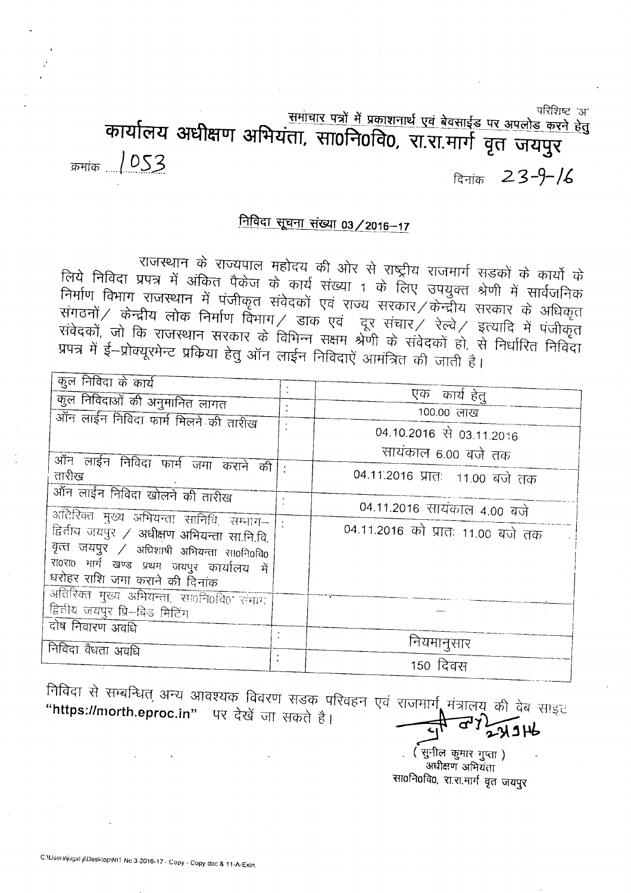परिशिष्ट 'अ'

समाचार पत्रों में प्रकाशनार्थ एवं बेवसाईड पर अपलोड करने हेतु

# कार्यालय अधीक्षण अभियंता, सा०नि०वि०, रा.रा.मार्ग वृत जयपुर

क्रमांक 1053

दिनांक 23-9-16

## निविदा सूचना संख्या 03/2016-17

राजस्थान के राज्यपाल महोदय की ओर से राष्ट्रीय राजमार्ग सडकों के कार्यो के लिये निविदा प्रपत्र में अंकित पैकेज के कार्य संख्या 1 के लिए उपयुक्त श्रेणी में सार्वजनिक निर्माण विभाग राजस्थान में पंजीकृत संवेदकों एवं राज्य सरकार/केन्द्रीय सरकार के अधिकृत संगठनों/ केन्द्रीय लोक निर्माण विभाग/ डाक एवं दूर संचार/ रेल्वे/ इत्यादि में पंजीकृत संवेदकों, जो कि राजस्थान सरकार के विभिन्न सक्षम श्रेणी के संवेदकों हो, से निर्धारित निविदा प्रपत्र में ई-प्रोक्यूरमेन्ट प्रकिया हेतु ऑन लाईन निविदाऐं आमंत्रित की जाती है।

| | | |
|---|---|---|
| कुल निविदा के कार्य | : | एक कार्य हेतु |
| कुल निविदाओं की अनुमानित लागत | : | 100.00 लाख |
| ऑन लाईन निविदा फार्म मिलने की तारीख | : | 04.10.2016 से 03.11.2016 सायंकाल 6.00 बजे तक |
| ऑन लाईन निविदा फार्म जमा कराने की तारीख | : | 04.11.2016 प्रातः 11.00 बजे तक |
| ऑन लाईन निविदा खोलने की तारीख | : | 04.11.2016 सायंकाल 4.00 बजे |
| अतिरिक्त मुख्य अभियन्ता सानिवि, सम्भाग-द्वितीय जयपुर / अधीक्षण अभियन्ता सा.नि.वि. वृत्त जयपुर / अधिशाषी अभियन्ता सा०नि०वि० रा०रा० मार्ग खण्ड प्रथम जयपुर कार्यालय में धरोहर राशि जमा कराने की दिनांक | : | 04.11.2016 को प्रातः 11.00 बजे तक |
| अतिरिक्त मुख्य अभियन्ता, सा०नि०वि० संभाग द्वितीय जयपुर प्रि-बिड मिटिंग | | — |
| दोष निवारण अवधि | : | नियमानुसार |
| निविदा वैधता अवधि | : | 150 दिवस |

निविदा से सम्बन्धित अन्य आवश्यक विवरण सडक परिवहन एवं राजमार्ग मंत्रालय की वेब साइट "https://morth.eproc.in" पर देखें जा सकते है।

23/9/16

(सुनील कुमार गुप्ता)
अधीक्षण अभियंता
सा०नि०वि०, रा.रा.मार्ग वृत जयपुर

C:\Users\jugal ji\Desktop\NIT No 3-2016-17 - Copy - Copy.doc & 11-A-Extn.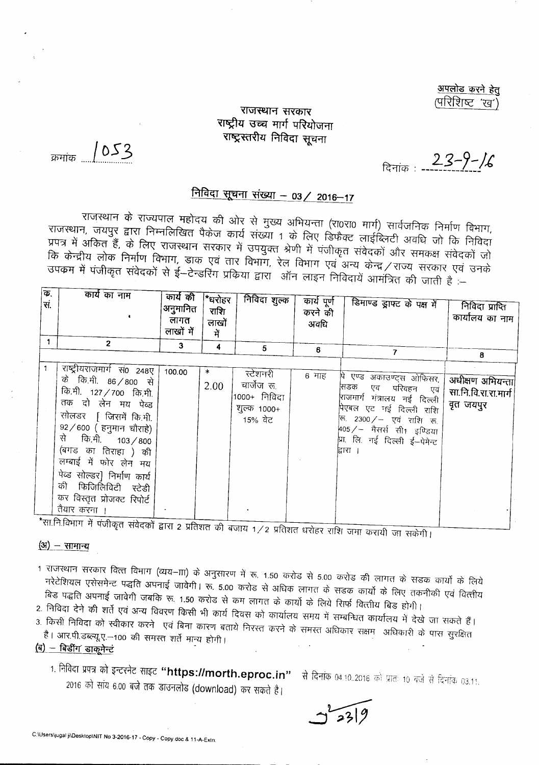अपलोड करने हेतु
(परिशिष्ट 'ख')

# राजस्थान सरकार
## राष्ट्रीय उच्च मार्ग परियोजना
## राष्ट्रस्तरीय निविदा सूचना

क्रमांक 1053

दिनांक : 23-9-16

## निविदा सूचना संख्या – 03 / 2016–17

राजस्थान के राज्यपाल महोदय की ओर से मुख्य अभियन्ता (रा0रा0 मार्ग) सार्वजनिक निर्माण विभाग, राजस्थान, जयपुर द्वारा निम्नलिखित पैकेज कार्य संख्या 1 के लिए डिफैक्ट लाईब्लिटी अवधि जो कि निविदा प्रपत्र में अंकित हैं, के लिए राजस्थान सरकार में उपयुक्त श्रेणी में पंजीकृत संवेदकों और समकक्ष संवेदकों जो कि केन्द्रीय लोक निर्माण विभाग, डाक एवं तार विभाग, रेल विभाग एवं अन्य केन्द्र / राज्य सरकार एवं उनके उपक्रम में पंजीकृत संवेदकों से ई–टेन्डरिंग प्रकिया द्वारा ऑन लाइन निविदायें आमंत्रित की जाती है :–

| क्र. सं. | कार्य का नाम | कार्य की अनुमानित लागत लाखों में | *धरोहर राशि लाखों में | निविदा शुल्क | कार्य पूर्ण करने की अवधि | डिमाण्ड ड्राफ्ट के पक्ष में | निविदा प्राप्ति कार्यालय का नाम |
|---|---|---|---|---|---|---|---|
| 1 | 2 | 3 | 4 | 5 | 6 | 7 | 8 |
| 1 | राष्ट्रीयराजमार्ग सं0 248ए के कि.मी. 86/800 से कि.मी. 127/700 कि.मी. तक दो लेन मय पेव्ड सोलडर [ जिसमें कि.मी. 92/600 ( हनुमान चौराहे) से कि.मी. 103/800 (बगड का तिराहा ) की लम्बाई में फोर लेन मय पेव्ड सोल्डर] निर्माण कार्य की फिजिलिविटी स्टेडी कर विस्तृत प्रोजक्ट रिपोर्ट तैयार करना। | 100.00 | * 2.00 | स्टेशनरी चार्जेज रू. 1000+ निविदा शुल्क 1000+ 15% वेट | 6 माह | पे एण्ड अकाउण्ट्स ओफिसर, सडक एव परिवहन एव राजमार्ग मंत्रालय नई दिल्ली पेएबल एट नई दिल्ली राशि रू. 2300/– एवं राशि रू. 405/– मैसर्स सी1 इण्डिया प्रा. लि. नई दिल्ली ई–पेमेन्ट द्वारा। | अधीक्षण अभियन्ता सा.नि.वि.रा.रा.मार्ग वृत जयपुर |

*सा.नि.विभाग में पंजीकृत संवेदकों द्वारा 2 प्रतिशत की बजाय 1/2 प्रतिशत धरोहर राशि जमा करायी जा सकेगी।

## (अ) – सामान्य

1. राजस्थान सरकार वित्त विभाग (व्यय–III) के अनुसारण में रू. 1.50 करोड से 5.00 करोड की लागत के सडक कार्यो के लिये नरेटेशियल एसेसमेन्ट पद्धति अपनाई जावेगी। रू. 5.00 करोड से अधिक लागत के सडक कार्यो के लिए तकनीकी एवं वित्तीय बिड पद्धति अपनाई जावेगी जबकि रू. 1.50 करोड से कम लागत के कार्यो के लिये सिर्फ वित्तीय बिड होगी।
2. निविदा देने की शर्ते एवं अन्य विवरण किसी भी कार्य दिवस को कार्यालय समय में सम्बन्धित कार्यालय में देखे जा सकते हैं।
3. किसी निविदा को स्वीकार करने एवं बिना कारण बताये निरस्त करने के समस्त अधिकार सक्षम अधिकारी के पास सुरक्षित है। आर.पी.डब्ल्यू.ए.–100 की समस्त शर्ते मान्य होगी।

## (ब) – बिडींग डाकूमेन्टं

1. निविदा प्रपत्र को इन्टरनेट साइट **"https://morth.eproc.in"** से दिनांक 04.10.2016 को प्रातः 10 बजे से दिनांक 03.11.2016 को सांय 6.00 बजे तक डाउनलोड (download) कर सकते है।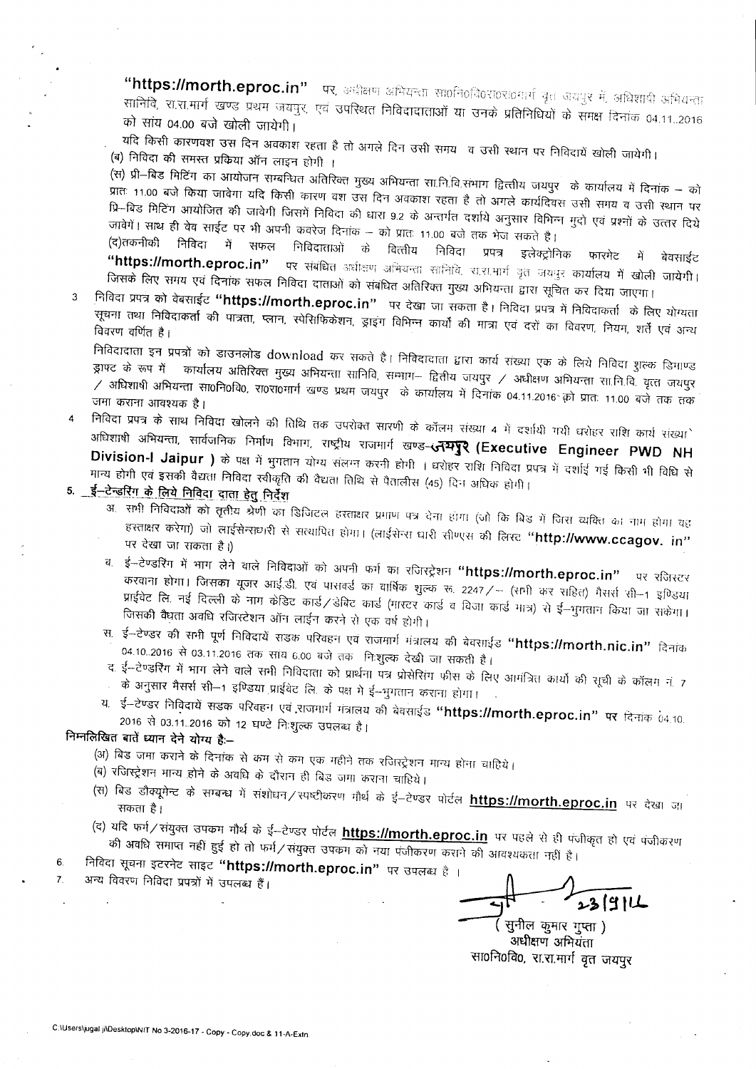"https://morth.eproc.in" पर, अधीक्षण अभियन्ता सा0नि0वि0रा0रा0मार्ग वृत जयपुर में, अधिशाषी अभियन्ता सानिवि, रा.रा.मार्ग खण्ड प्रथम जयपुर, एवं उपस्थित निविदादाताओं या उनके प्रतिनिधियों के समक्ष दिनांक 04.11..2016 को सांय 04.00 बजे खोली जायेगी।

यदि किसी कारणवश उस दिन अवकाश रहता है तो अगले दिन उसी समय व उसी स्थान पर निविदायें खोली जायेगी।

(ब) निविदा की समस्त प्रकिया ऑन लाइन होगी ।

(स) प्री–बिड मिटिंग का आयोजन सम्बन्धित अतिरिक्त मुख्य अभियन्ता सा.नि.वि.संभाग द्वितीय जयपुर के कार्यालय में दिनांक – को प्रातः 11.00 बजे किया जावेगा यदि किसी कारण वश उस दिन अवकाश रहता है तो अगले कार्यदिवस उसी समय व उसी स्थान पर प्रि–बिड मिटिंग आयोजित की जावेगी जिसमें निविदा की धारा 9.2 के अन्तर्गत दर्शाये अनुसार विभिन्न मुदो एवं प्रश्नों के उत्तर दिये जावेगें। साथ ही वेब साईट पर भी अपनी कवरेज दिनांक – को प्रातः 11.00 बजे तक भेज सकते है।

(द)तकनीकी निविदा में सफल निविदाताओं के वित्तीय निविदा प्रपत्र इलेक्ट्रोनिक फारमेट में बेवसाईट "https://morth.eproc.in" पर संबंधित अधीक्षण अभियन्ता सानिवि. रा.रा.मार्ग वृत जयपुर कार्यालय में खोली जायेगी। जिसके लिए समय एवं दिनांक सफल निविदा दाताओं को संबंधित अतिरिक्त मुख्य अभियन्ता द्वारा सूचित कर दिया जाएगा।

3 निविदा प्रपत्र को वेबसाईट "https://morth.eproc.in" पर देखा जा सकता है। निविदा प्रपत्र में निविदाकर्ता के लिए योग्यता सूचना तथा निविदाकर्ता की पात्रता, प्लान, स्पेसिफिकेशन, ड्राइंग विभिन्न कार्यो की मात्रा एवं दरों का विवरण, नियम, शर्ते एवं अन्य विवरण वर्णित है।

निविदादाता इन प्रपत्रों को डाउनलोड download कर सकते है। निविदादाता द्वारा कार्य संख्या एक के लिये निविदा शुल्क डिमाण्ड ड्राफ्ट के रूप में कार्यालय अतिरिक्त मुख्य अभियन्ता सानिवि, सम्भाग– द्वितीय जयपुर / अधीक्षण अभियन्ता सा.नि.वि. वृत्त जयपुर / अधिशाषी अभियन्ता सा0नि0वि0, रा0रा0मार्ग खण्ड प्रथम जयपुर के कार्यालय में दिनांक 04.11.2016 को प्रातः 11.00 बजे तक तक जमा कराना आवश्यक है।

4 निविदा प्रपत्र के साथ निविदा खोलने की तिथि तक उपरोक्त सारणी के कॉलम संख्या 4 में दर्शायी गयी धरोहर राशि कार्य संख्या अधिशाषी अभियन्ता, सार्वजनिक निर्माण विभाग, राष्ट्रीय राजमार्ग खण्ड-जयपुर (Executive Engineer PWD NH Division-I Jaipur ) के पक्ष में भुगतान योग्य संलग्न करनी होगी । धरोहर राशि निविदा प्रपत्र में दर्शाई गई किसी भी विधि से मान्य होगी एवं इसकी वैद्यता निविदा स्वीकृति की वैद्यता तिथि से पैतालीस (45) दिन अधिक होगी।

5. **ई–टेन्डरिंग के लिये निविदा दाता हेतु निर्देश**

अ. सभी निविदाओं को तृतीय श्रेणी का डिजिटल हस्ताक्षर प्रमाण पत्र देना होगा (जो कि बिड में जिस व्यक्ति का नाम होगा वह हस्ताक्षर करेगा) जो लाईसेन्सधारी से सत्यापित होगा। (लाईसेन्स धारी सीएस की लिस्ट "http://www.ccagov. in" पर देखा जा सकता है।)

ब. ई–टेण्डरिंग में भाग लेने वाले निविदाओं को अपनी फर्म का रजिस्ट्रेशन "https://morth.eproc.in" पर रजिस्टर करवाना होगा। जिसका यूजर आई.डी. एवं पासवर्ड का वार्षिक शुल्क रू. 2247/– (सभी कर सहित) मैसर्स सी–1 इण्डिया प्राईवेट लि. नई दिल्ली के नाम केडिट कार्ड/डेबिट कार्ड (मास्टर कार्ड व विजा कार्ड मात्र) से ई–भुगतान किया जा सकेगा। जिसकी वैद्यता अवधि रजिस्टेशन ऑन लाईन करने से एक वर्ष होगी।

स. ई–टेण्डर की सभी पूर्ण निविदायें सडक परिवहन एवं राजमार्ग मंत्रालय की बेवसाईड "https://morth.nic.in" दिनांक 04.10..2016 से 03.11.2016 तक सायं 6.00 बजे तक निःशुल्क देखी जा सकती है।

द. ई–टेण्डरिंग में भाग लेने वाले सभी निविदाता को प्रार्थना पत्र प्रोसेसिंग फीस के लिए आमंत्रित कार्यो की सूची के कॉलम नं. 7 के अनुसार मैसर्स सी–1 इण्डिया प्राईवेट लि. के पक्ष मे ई–भुगतान कराना होगा।

य. ई–टेण्डर निविदायें सडक परिवहन एवं राजमार्ग मंत्रालय की बेवसाईड "https://morth.eproc.in" पर दिनांक 04.10. 2016 से 03.11..2016 को 12 घण्टे निःशुल्क उपलब्ध है।

**निम्नलिखित बातें ध्यान देने योग्य है:–**

(अ) बिड जमा कराने के दिनांक से कम से कम एक महीने तक रजिस्ट्रेशन मान्य होना चाहिये।

(ब) रजिस्ट्रेशन मान्य होने के अवधि के दौरान ही बिड जमा कराना चाहिये।

(स) बिड डौक्यूमेन्ट के सम्बन्ध में संशोधन/स्पष्टीकरण मौर्थ के ई–टेन्डर पोर्टल https://morth.eproc.in पर देखा जा सकता है।

(द) यदि फर्म/संयुक्त उपकम मौर्थ के ई–टेन्डर पोर्टल https://morth.eproc.in पर पहले से ही पंजीकृत हो एवं पंजीकरण की अवधि समाप्त नहीं हुई हो तो फर्म/संयुक्त उपकम को नया पंजीकरण कराने की आवश्यकता नहीं है।

6. निविदा सूचना इटरनेट साइट "https://morth.eproc.in" पर उपलब्ध है ।
7. अन्य विवरण निविदा प्रपत्रों में उपलब्ध हैं।

23/9/16

( सुनील कुमार गुप्ता )
अधीक्षण अभियंता
सा0नि0वि0, रा.रा.मार्ग वृत जयपुर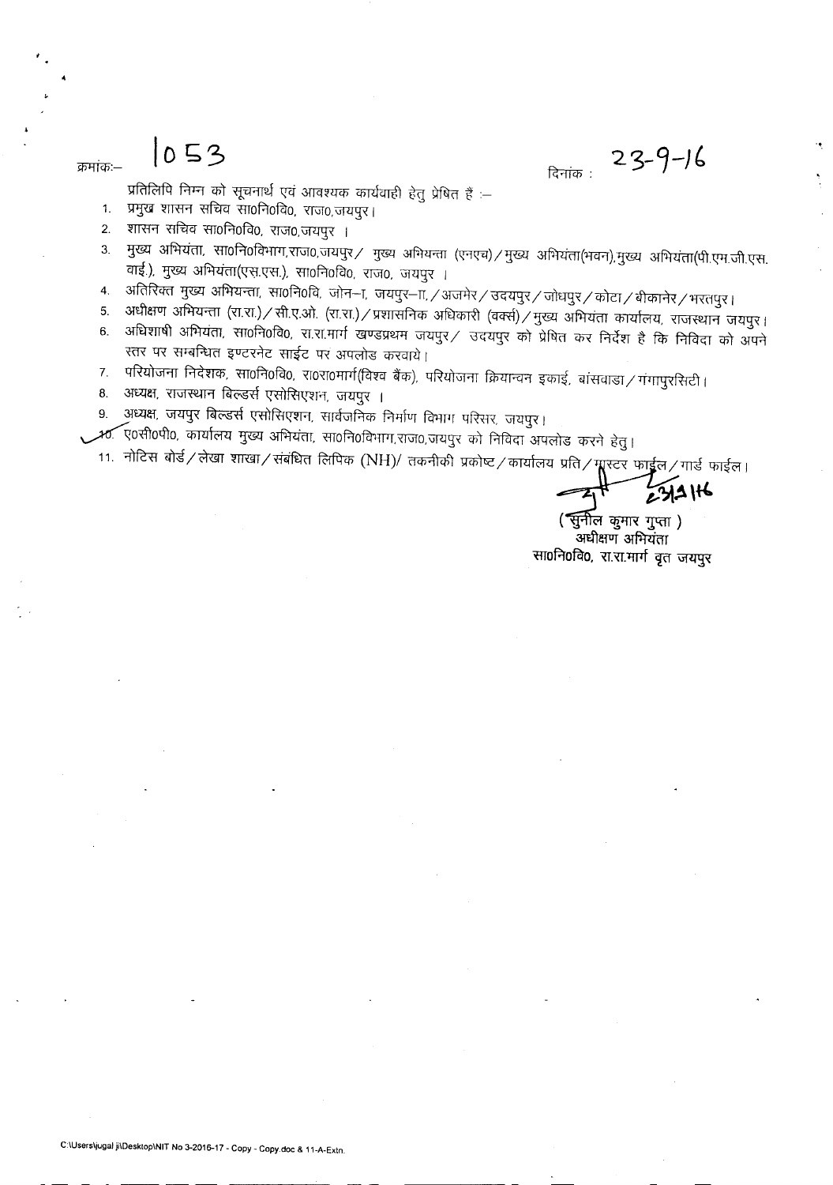क्रमांकः— 1053 दिनांक : 23-9-16

प्रतिलिपि निम्न को सूचनार्थ एवं आवश्यक कार्यवाही हेतु प्रेषित है :—

1. प्रमुख शासन सचिव सा0नि0वि0, राज0,जयपुर।
2. शासन सचिव सा0नि0वि0, राज0,जयपुर ।
3. मुख्य अभियंता, सा0नि0विभाग,राज0,जयपुर / मुख्य अभियन्ता (एनएच) / मुख्य अभियंता(भवन),मुख्य अभियंता(पी.एम.जी.एस.वाई.), मुख्य अभियंता(एस.एस.), सा0नि0वि0, राज0, जयपुर ।
4. अतिरिक्त मुख्य अभियन्ता, सा0नि0वि, जोन–I, जयपुर–II, / अजमेर / उदयपुर / जोधपुर / कोटा / बीकानेर / भरतपुर।
5. अधीक्षण अभियन्ता (रा.रा.) / सी.ए.ओ. (रा.रा.) / प्रशासनिक अधिकारी (वर्क्स) / मुख्य अभियंता कार्यालय, राजस्थान जयपुर।
6. अधिशाषी अभियंता, सा0नि0वि0, रा.रा.मार्ग खण्डप्रथम जयपुर / उदयपुर को प्रेषित कर निर्देश है कि निविदा को अपने स्तर पर सम्बन्धित इण्टरनेट साईट पर अपलोड करवाये।
7. परियोजना निदेशक, सा0नि0वि0, रा0रा0मार्ग(विश्व बैंक), परियोजना क्रियान्वन इकाई, बांसवाडा / गंगापुरसिटी।
8. अध्यक्ष, राजस्थान बिल्डर्स एसोसिएशन, जयपुर ।
9. अध्यक्ष, जयपुर बिल्डर्स एसोसिएशन, सार्वजनिक निर्माण विभाग परिसर, जयपुर।
10. ए0सी0पी0, कार्यालय मुख्य अभियंता, सा0नि0विभाग,राज0,जयपुर को निविदा अपलोड करने हेतु।
11. नोटिस बोर्ड / लेखा शाखा / संबंधित लिपिक (NH)/ तकनीकी प्रकोष्ट / कार्यालय प्रति / मास्टर फाईल / गार्ड फाईल।

23/9/16

(सुनील कुमार गुप्ता)
अधीक्षण अभियंता
सा0नि0वि0, रा.रा.मार्ग वृत जयपुर

C:\Users\jugal ji\Desktop\NIT No 3-2016-17 - Copy - Copy.doc & 11-A-Extn.